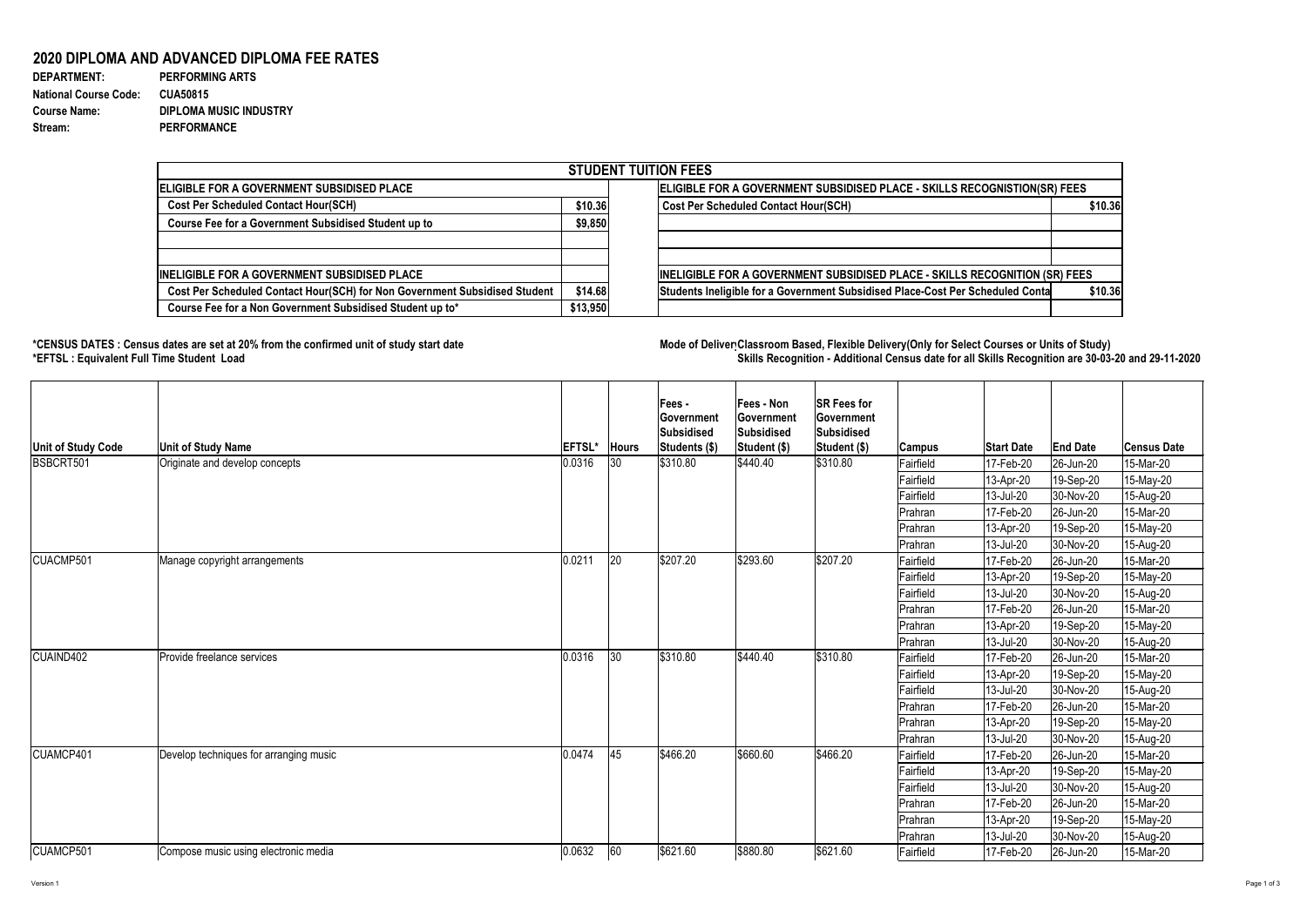# 2020 DIPLOMA AND ADVANCED DIPLOMA FEE RATES

**DEPARTMENT:** PERFORMING ARTS
**National Course Code:** CUA50815
**Course Name:** DIPLOMA MUSIC INDUSTRY
**Stream:** PERFORMANCE

| STUDENT TUITION FEES | | | |
|---|---|---|---|
| **ELIGIBLE FOR A GOVERNMENT SUBSIDISED PLACE** | | **ELIGIBLE FOR A GOVERNMENT SUBSIDISED PLACE - SKILLS RECOGNISTION(SR) FEES** | |
| Cost Per Scheduled Contact Hour(SCH) | $10.36 | Cost Per Scheduled Contact Hour(SCH) | $10.36 |
| Course Fee for a Government Subsidised Student up to | $9,850 | | |
| | | | |
| | | | |
| **INELIGIBLE FOR A GOVERNMENT SUBSIDISED PLACE** | | **INELIGIBLE FOR A GOVERNMENT SUBSIDISED PLACE - SKILLS RECOGNITION (SR) FEES** | |
| Cost Per Scheduled Contact Hour(SCH) for Non Government Subsidised Student | $14.68 | Students Ineligible for a Government Subsidised Place-Cost Per Scheduled Conta | $10.36 |
| Course Fee for a Non Government Subsidised Student up to* | $13,950 | | |

**\*CENSUS DATES : Census dates are set at 20% from the confirmed unit of study start date**
**\*EFTSL : Equivalent Full Time Student Load**

**Mode of Delivery: Classroom Based, Flexible Delivery(Only for Select Courses or Units of Study)**
**Skills Recognition - Additional Census date for all Skills Recognition are 30-03-20 and 29-11-2020**

| Unit of Study Code | Unit of Study Name | EFTSL* | Hours | Fees - Government Subsidised Students ($) | Fees - Non Government Subsidised Student ($) | SR Fees for Government Subsidised Student ($) | Campus | Start Date | End Date | Census Date |
|---|---|---|---|---|---|---|---|---|---|---|
| BSBCRT501 | Originate and develop concepts | 0.0316 | 30 | $310.80 | $440.40 | $310.80 | Fairfield | 17-Feb-20 | 26-Jun-20 | 15-Mar-20 |
| | | | | | | | Fairfield | 13-Apr-20 | 19-Sep-20 | 15-May-20 |
| | | | | | | | Fairfield | 13-Jul-20 | 30-Nov-20 | 15-Aug-20 |
| | | | | | | | Prahran | 17-Feb-20 | 26-Jun-20 | 15-Mar-20 |
| | | | | | | | Prahran | 13-Apr-20 | 19-Sep-20 | 15-May-20 |
| | | | | | | | Prahran | 13-Jul-20 | 30-Nov-20 | 15-Aug-20 |
| CUACMP501 | Manage copyright arrangements | 0.0211 | 20 | $207.20 | $293.60 | $207.20 | Fairfield | 17-Feb-20 | 26-Jun-20 | 15-Mar-20 |
| | | | | | | | Fairfield | 13-Apr-20 | 19-Sep-20 | 15-May-20 |
| | | | | | | | Fairfield | 13-Jul-20 | 30-Nov-20 | 15-Aug-20 |
| | | | | | | | Prahran | 17-Feb-20 | 26-Jun-20 | 15-Mar-20 |
| | | | | | | | Prahran | 13-Apr-20 | 19-Sep-20 | 15-May-20 |
| | | | | | | | Prahran | 13-Jul-20 | 30-Nov-20 | 15-Aug-20 |
| CUAIND402 | Provide freelance services | 0.0316 | 30 | $310.80 | $440.40 | $310.80 | Fairfield | 17-Feb-20 | 26-Jun-20 | 15-Mar-20 |
| | | | | | | | Fairfield | 13-Apr-20 | 19-Sep-20 | 15-May-20 |
| | | | | | | | Fairfield | 13-Jul-20 | 30-Nov-20 | 15-Aug-20 |
| | | | | | | | Prahran | 17-Feb-20 | 26-Jun-20 | 15-Mar-20 |
| | | | | | | | Prahran | 13-Apr-20 | 19-Sep-20 | 15-May-20 |
| | | | | | | | Prahran | 13-Jul-20 | 30-Nov-20 | 15-Aug-20 |
| CUAMCP401 | Develop techniques for arranging music | 0.0474 | 45 | $466.20 | $660.60 | $466.20 | Fairfield | 17-Feb-20 | 26-Jun-20 | 15-Mar-20 |
| | | | | | | | Fairfield | 13-Apr-20 | 19-Sep-20 | 15-May-20 |
| | | | | | | | Fairfield | 13-Jul-20 | 30-Nov-20 | 15-Aug-20 |
| | | | | | | | Prahran | 17-Feb-20 | 26-Jun-20 | 15-Mar-20 |
| | | | | | | | Prahran | 13-Apr-20 | 19-Sep-20 | 15-May-20 |
| | | | | | | | Prahran | 13-Jul-20 | 30-Nov-20 | 15-Aug-20 |
| CUAMCP501 | Compose music using electronic media | 0.0632 | 60 | $621.60 | $880.80 | $621.60 | Fairfield | 17-Feb-20 | 26-Jun-20 | 15-Mar-20 |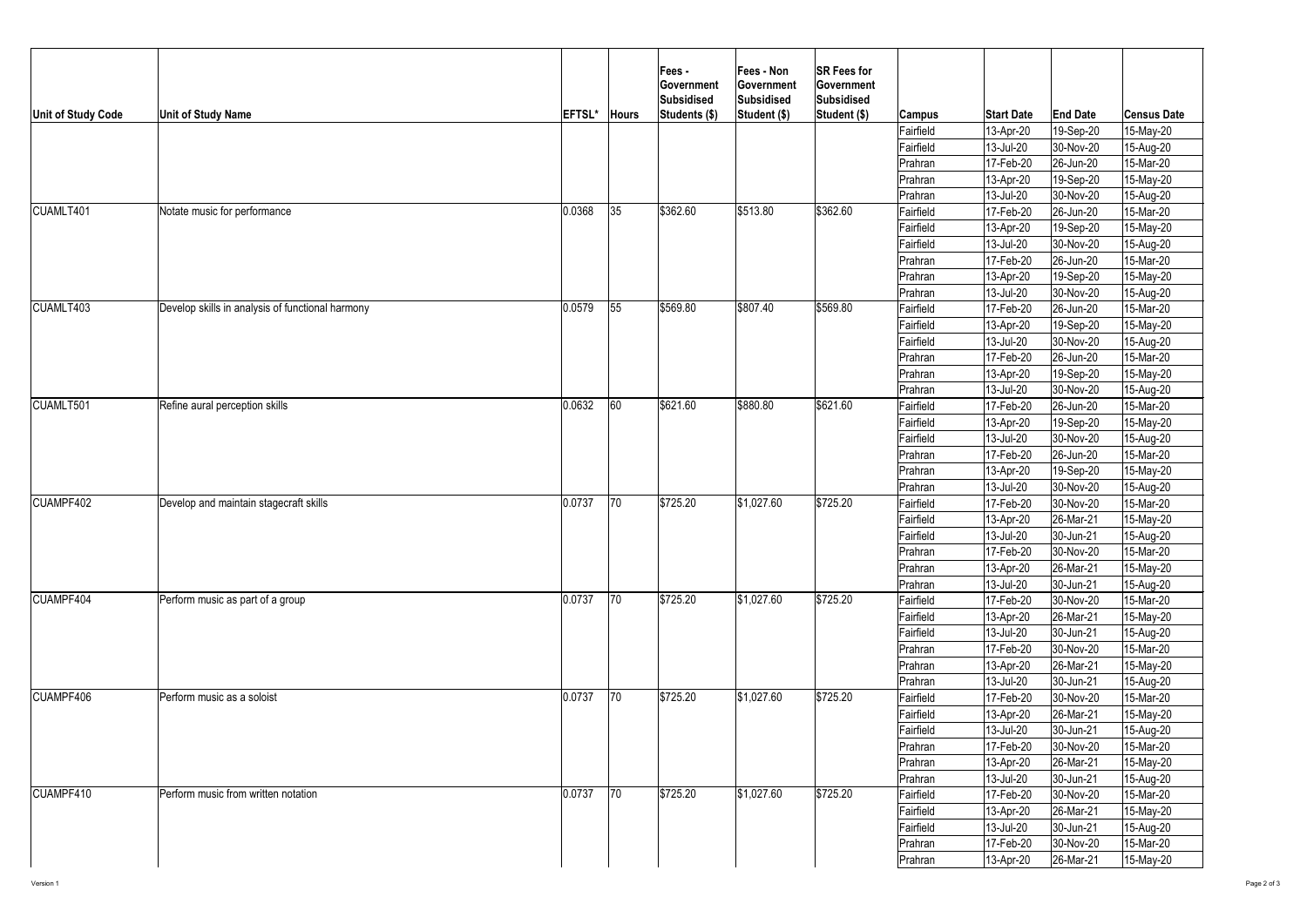| Unit of Study Code | Unit of Study Name | EFTSL* | Hours | Fees - Government Subsidised Students ($) | Fees - Non Government Subsidised Student ($) | SR Fees for Government Subsidised Student ($) | Campus | Start Date | End Date | Census Date |
|---|---|---|---|---|---|---|---|---|---|---|
| | | | | | | | Fairfield | 13-Apr-20 | 19-Sep-20 | 15-May-20 |
| | | | | | | | Fairfield | 13-Jul-20 | 30-Nov-20 | 15-Aug-20 |
| | | | | | | | Prahran | 17-Feb-20 | 26-Jun-20 | 15-Mar-20 |
| | | | | | | | Prahran | 13-Apr-20 | 19-Sep-20 | 15-May-20 |
| | | | | | | | Prahran | 13-Jul-20 | 30-Nov-20 | 15-Aug-20 |
| CUAMLT401 | Notate music for performance | 0.0368 | 35 | $362.60 | $513.80 | $362.60 | Fairfield | 17-Feb-20 | 26-Jun-20 | 15-Mar-20 |
| | | | | | | | Fairfield | 13-Apr-20 | 19-Sep-20 | 15-May-20 |
| | | | | | | | Fairfield | 13-Jul-20 | 30-Nov-20 | 15-Aug-20 |
| | | | | | | | Prahran | 17-Feb-20 | 26-Jun-20 | 15-Mar-20 |
| | | | | | | | Prahran | 13-Apr-20 | 19-Sep-20 | 15-May-20 |
| | | | | | | | Prahran | 13-Jul-20 | 30-Nov-20 | 15-Aug-20 |
| CUAMLT403 | Develop skills in analysis of functional harmony | 0.0579 | 55 | $569.80 | $807.40 | $569.80 | Fairfield | 17-Feb-20 | 26-Jun-20 | 15-Mar-20 |
| | | | | | | | Fairfield | 13-Apr-20 | 19-Sep-20 | 15-May-20 |
| | | | | | | | Fairfield | 13-Jul-20 | 30-Nov-20 | 15-Aug-20 |
| | | | | | | | Prahran | 17-Feb-20 | 26-Jun-20 | 15-Mar-20 |
| | | | | | | | Prahran | 13-Apr-20 | 19-Sep-20 | 15-May-20 |
| | | | | | | | Prahran | 13-Jul-20 | 30-Nov-20 | 15-Aug-20 |
| CUAMLT501 | Refine aural perception skills | 0.0632 | 60 | $621.60 | $880.80 | $621.60 | Fairfield | 17-Feb-20 | 26-Jun-20 | 15-Mar-20 |
| | | | | | | | Fairfield | 13-Apr-20 | 19-Sep-20 | 15-May-20 |
| | | | | | | | Fairfield | 13-Jul-20 | 30-Nov-20 | 15-Aug-20 |
| | | | | | | | Prahran | 17-Feb-20 | 26-Jun-20 | 15-Mar-20 |
| | | | | | | | Prahran | 13-Apr-20 | 19-Sep-20 | 15-May-20 |
| | | | | | | | Prahran | 13-Jul-20 | 30-Nov-20 | 15-Aug-20 |
| CUAMPF402 | Develop and maintain stagecraft skills | 0.0737 | 70 | $725.20 | $1,027.60 | $725.20 | Fairfield | 17-Feb-20 | 30-Nov-20 | 15-Mar-20 |
| | | | | | | | Fairfield | 13-Apr-20 | 26-Mar-21 | 15-May-20 |
| | | | | | | | Fairfield | 13-Jul-20 | 30-Jun-21 | 15-Aug-20 |
| | | | | | | | Prahran | 17-Feb-20 | 30-Nov-20 | 15-Mar-20 |
| | | | | | | | Prahran | 13-Apr-20 | 26-Mar-21 | 15-May-20 |
| | | | | | | | Prahran | 13-Jul-20 | 30-Jun-21 | 15-Aug-20 |
| CUAMPF404 | Perform music as part of a group | 0.0737 | 70 | $725.20 | $1,027.60 | $725.20 | Fairfield | 17-Feb-20 | 30-Nov-20 | 15-Mar-20 |
| | | | | | | | Fairfield | 13-Apr-20 | 26-Mar-21 | 15-May-20 |
| | | | | | | | Fairfield | 13-Jul-20 | 30-Jun-21 | 15-Aug-20 |
| | | | | | | | Prahran | 17-Feb-20 | 30-Nov-20 | 15-Mar-20 |
| | | | | | | | Prahran | 13-Apr-20 | 26-Mar-21 | 15-May-20 |
| | | | | | | | Prahran | 13-Jul-20 | 30-Jun-21 | 15-Aug-20 |
| CUAMPF406 | Perform music as a soloist | 0.0737 | 70 | $725.20 | $1,027.60 | $725.20 | Fairfield | 17-Feb-20 | 30-Nov-20 | 15-Mar-20 |
| | | | | | | | Fairfield | 13-Apr-20 | 26-Mar-21 | 15-May-20 |
| | | | | | | | Fairfield | 13-Jul-20 | 30-Jun-21 | 15-Aug-20 |
| | | | | | | | Prahran | 17-Feb-20 | 30-Nov-20 | 15-Mar-20 |
| | | | | | | | Prahran | 13-Apr-20 | 26-Mar-21 | 15-May-20 |
| | | | | | | | Prahran | 13-Jul-20 | 30-Jun-21 | 15-Aug-20 |
| CUAMPF410 | Perform music from written notation | 0.0737 | 70 | $725.20 | $1,027.60 | $725.20 | Fairfield | 17-Feb-20 | 30-Nov-20 | 15-Mar-20 |
| | | | | | | | Fairfield | 13-Apr-20 | 26-Mar-21 | 15-May-20 |
| | | | | | | | Fairfield | 13-Jul-20 | 30-Jun-21 | 15-Aug-20 |
| | | | | | | | Prahran | 17-Feb-20 | 30-Nov-20 | 15-Mar-20 |
| | | | | | | | Prahran | 13-Apr-20 | 26-Mar-21 | 15-May-20 |

Version 1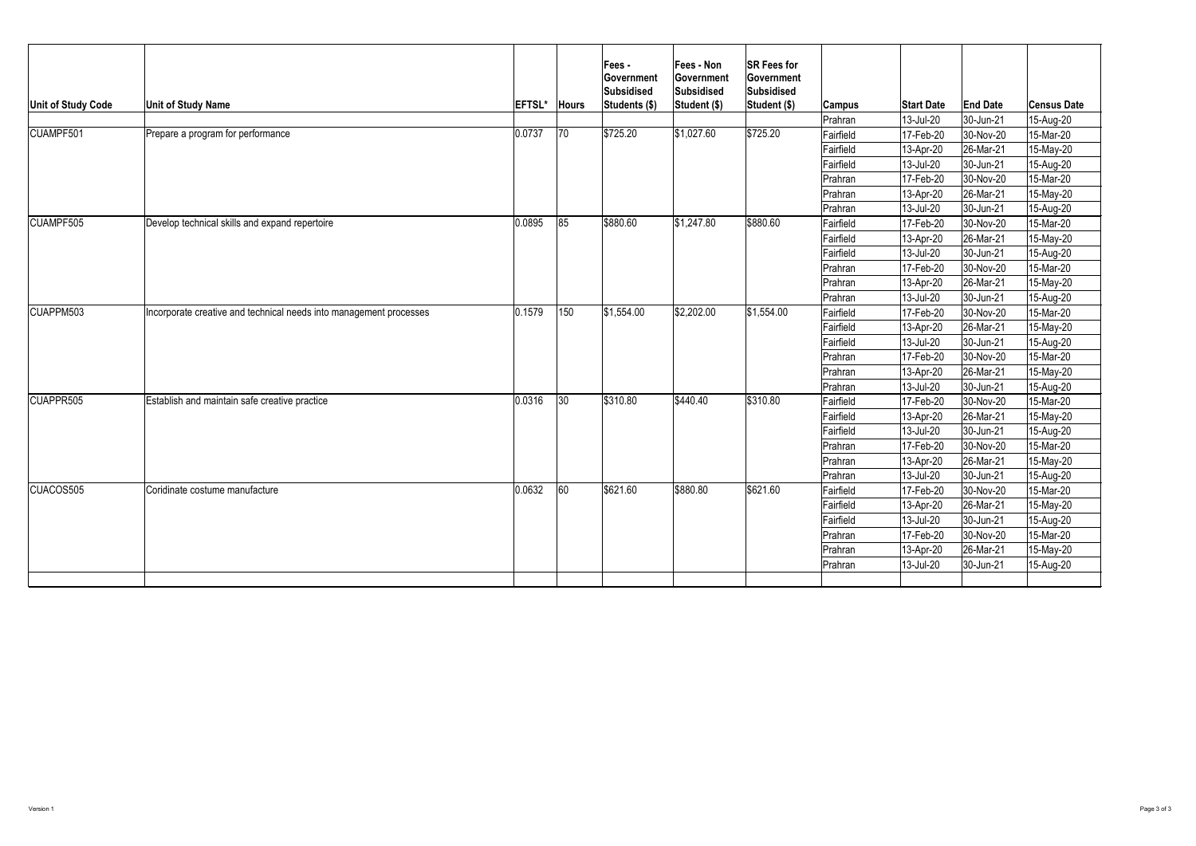| Unit of Study Code | Unit of Study Name | EFTSL* | Hours | Fees - Government Subsidised Students ($) | Fees - Non Government Subsidised Student ($) | SR Fees for Government Subsidised Student ($) | Campus | Start Date | End Date | Census Date |
|---|---|---|---|---|---|---|---|---|---|---|
| | | | | | | | Prahran | 13-Jul-20 | 30-Jun-21 | 15-Aug-20 |
| CUAMPF501 | Prepare a program for performance | 0.0737 | 70 | $725.20 | $1,027.60 | $725.20 | Fairfield | 17-Feb-20 | 30-Nov-20 | 15-Mar-20 |
| | | | | | | | Fairfield | 13-Apr-20 | 26-Mar-21 | 15-May-20 |
| | | | | | | | Fairfield | 13-Jul-20 | 30-Jun-21 | 15-Aug-20 |
| | | | | | | | Prahran | 17-Feb-20 | 30-Nov-20 | 15-Mar-20 |
| | | | | | | | Prahran | 13-Apr-20 | 26-Mar-21 | 15-May-20 |
| | | | | | | | Prahran | 13-Jul-20 | 30-Jun-21 | 15-Aug-20 |
| CUAMPF505 | Develop technical skills and expand repertoire | 0.0895 | 85 | $880.60 | $1,247.80 | $880.60 | Fairfield | 17-Feb-20 | 30-Nov-20 | 15-Mar-20 |
| | | | | | | | Fairfield | 13-Apr-20 | 26-Mar-21 | 15-May-20 |
| | | | | | | | Fairfield | 13-Jul-20 | 30-Jun-21 | 15-Aug-20 |
| | | | | | | | Prahran | 17-Feb-20 | 30-Nov-20 | 15-Mar-20 |
| | | | | | | | Prahran | 13-Apr-20 | 26-Mar-21 | 15-May-20 |
| | | | | | | | Prahran | 13-Jul-20 | 30-Jun-21 | 15-Aug-20 |
| CUAPPM503 | Incorporate creative and technical needs into management processes | 0.1579 | 150 | $1,554.00 | $2,202.00 | $1,554.00 | Fairfield | 17-Feb-20 | 30-Nov-20 | 15-Mar-20 |
| | | | | | | | Fairfield | 13-Apr-20 | 26-Mar-21 | 15-May-20 |
| | | | | | | | Fairfield | 13-Jul-20 | 30-Jun-21 | 15-Aug-20 |
| | | | | | | | Prahran | 17-Feb-20 | 30-Nov-20 | 15-Mar-20 |
| | | | | | | | Prahran | 13-Apr-20 | 26-Mar-21 | 15-May-20 |
| | | | | | | | Prahran | 13-Jul-20 | 30-Jun-21 | 15-Aug-20 |
| CUAPPR505 | Establish and maintain safe creative practice | 0.0316 | 30 | $310.80 | $440.40 | $310.80 | Fairfield | 17-Feb-20 | 30-Nov-20 | 15-Mar-20 |
| | | | | | | | Fairfield | 13-Apr-20 | 26-Mar-21 | 15-May-20 |
| | | | | | | | Fairfield | 13-Jul-20 | 30-Jun-21 | 15-Aug-20 |
| | | | | | | | Prahran | 17-Feb-20 | 30-Nov-20 | 15-Mar-20 |
| | | | | | | | Prahran | 13-Apr-20 | 26-Mar-21 | 15-May-20 |
| | | | | | | | Prahran | 13-Jul-20 | 30-Jun-21 | 15-Aug-20 |
| CUACOS505 | Coridinate costume manufacture | 0.0632 | 60 | $621.60 | $880.80 | $621.60 | Fairfield | 17-Feb-20 | 30-Nov-20 | 15-Mar-20 |
| | | | | | | | Fairfield | 13-Apr-20 | 26-Mar-21 | 15-May-20 |
| | | | | | | | Fairfield | 13-Jul-20 | 30-Jun-21 | 15-Aug-20 |
| | | | | | | | Prahran | 17-Feb-20 | 30-Nov-20 | 15-Mar-20 |
| | | | | | | | Prahran | 13-Apr-20 | 26-Mar-21 | 15-May-20 |
| | | | | | | | Prahran | 13-Jul-20 | 30-Jun-21 | 15-Aug-20 |

Version 1